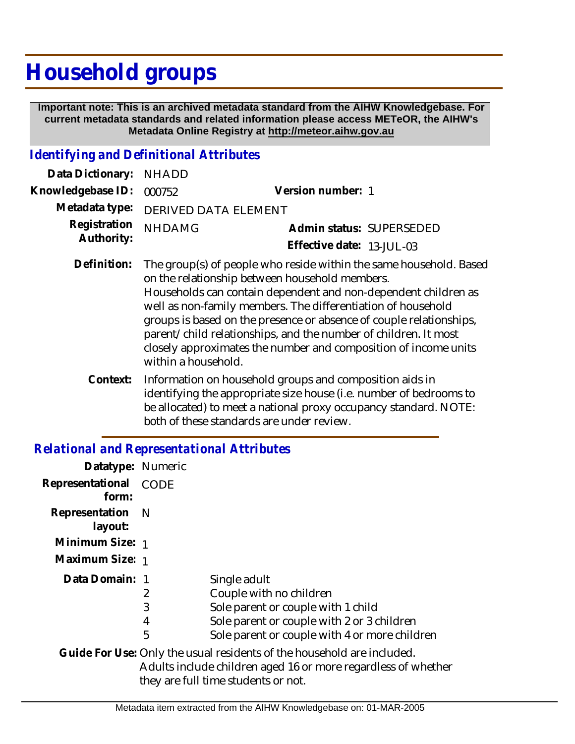# Household groups

**Important note: This is an archived metadata standard from the AIHW Knowledgebase. For current metadata standards and related information please access METeOR, the AIHW's Metadata Online Registry at http://meteor.aihw.gov.au**

## *Identifying and Definitional Attributes*

**Data Dictionary:** NHADD

**Knowledgebase ID:** 000752 **Version number:** 1

**Metadata type:** DERIVED DATA ELEMENT

**Registration Authority:** NHDAMG **Admin status:** SUPERSEDED

**Effective date:** 13-JUL-03

**Definition:** The group(s) of people who reside within the same household. Based on the relationship between household members.
Households can contain dependent and non-dependent children as well as non-family members. The differentiation of household groups is based on the presence or absence of couple relationships, parent/child relationships, and the number of children. It most closely approximates the number and composition of income units within a household.

**Context:** Information on household groups and composition aids in identifying the appropriate size house (i.e. number of bedrooms to be allocated) to meet a national proxy occupancy standard. NOTE: both of these standards are under review.

## *Relational and Representational Attributes*

**Datatype:** Numeric

**Representational form:** CODE

**Representation layout:** N

**Minimum Size:** 1

**Maximum Size:** 1

**Data Domain:**

| Code | Description |
|---|---|
| 1 | Single adult |
| 2 | Couple with no children |
| 3 | Sole parent or couple with 1 child |
| 4 | Sole parent or couple with 2 or 3 children |
| 5 | Sole parent or couple with 4 or more children |

**Guide For Use:** Only the usual residents of the household are included.
Adults include children aged 16 or more regardless of whether they are full time students or not.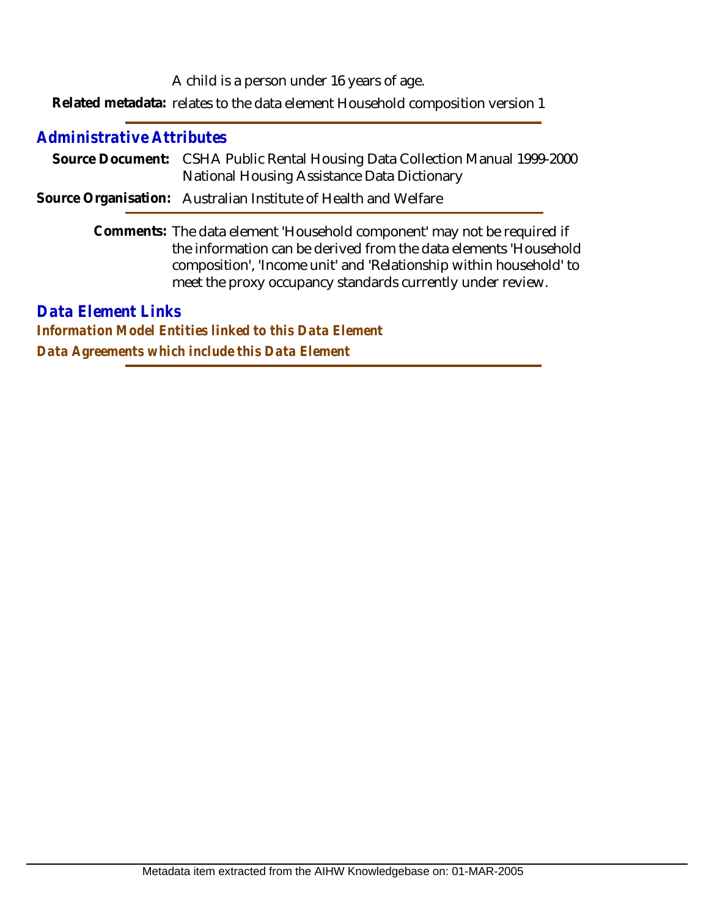A child is a person under 16 years of age.

**Related metadata:** relates to the data element Household composition version 1

## Administrative Attributes

**Source Document:** CSHA Public Rental Housing Data Collection Manual 1999-2000 National Housing Assistance Data Dictionary

**Source Organisation:** Australian Institute of Health and Welfare

**Comments:** The data element 'Household component' may not be required if the information can be derived from the data elements 'Household composition', 'Income unit' and 'Relationship within household' to meet the proxy occupancy standards currently under review.

## Data Element Links

### *Information Model Entities linked to this Data Element*

### *Data Agreements which include this Data Element*

Metadata item extracted from the AIHW Knowledgebase on: 01-MAR-2005